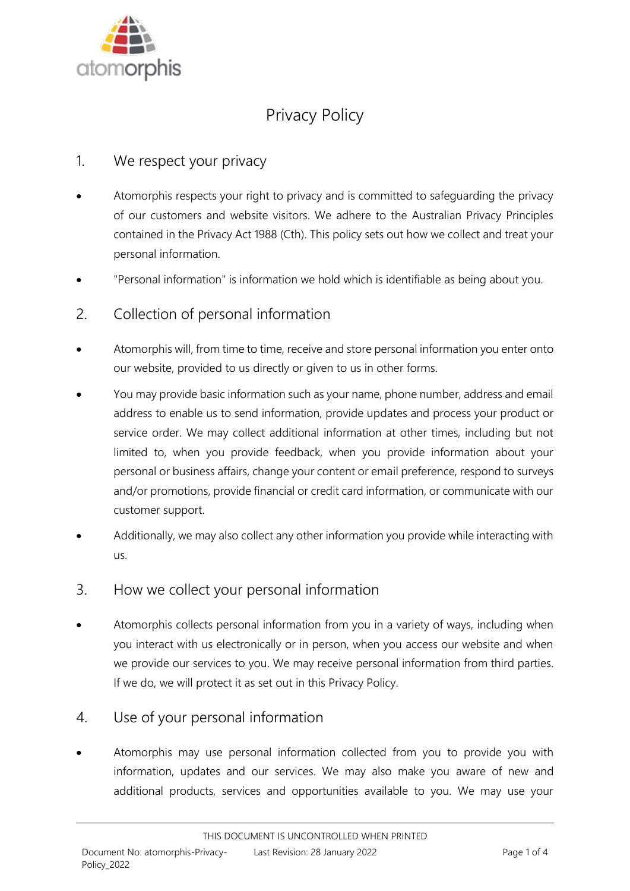# Privacy Policy

## 1. We respect your privacy

- Atomorphis respects your right to privacy and is committed to safeguarding the privacy of our customers and website visitors. We adhere to the Australian Privacy Principles contained in the Privacy Act 1988 (Cth). This policy sets out how we collect and treat your personal information.
- "Personal information" is information we hold which is identifiable as being about you.

## 2. Collection of personal information

- Atomorphis will, from time to time, receive and store personal information you enter onto our website, provided to us directly or given to us in other forms.
- You may provide basic information such as your name, phone number, address and email address to enable us to send information, provide updates and process your product or service order. We may collect additional information at other times, including but not limited to, when you provide feedback, when you provide information about your personal or business affairs, change your content or email preference, respond to surveys and/or promotions, provide financial or credit card information, or communicate with our customer support.
- Additionally, we may also collect any other information you provide while interacting with us.

## 3. How we collect your personal information

- Atomorphis collects personal information from you in a variety of ways, including when you interact with us electronically or in person, when you access our website and when we provide our services to you. We may receive personal information from third parties. If we do, we will protect it as set out in this Privacy Policy.

## 4. Use of your personal information

- Atomorphis may use personal information collected from you to provide you with information, updates and our services. We may also make you aware of new and additional products, services and opportunities available to you. We may use your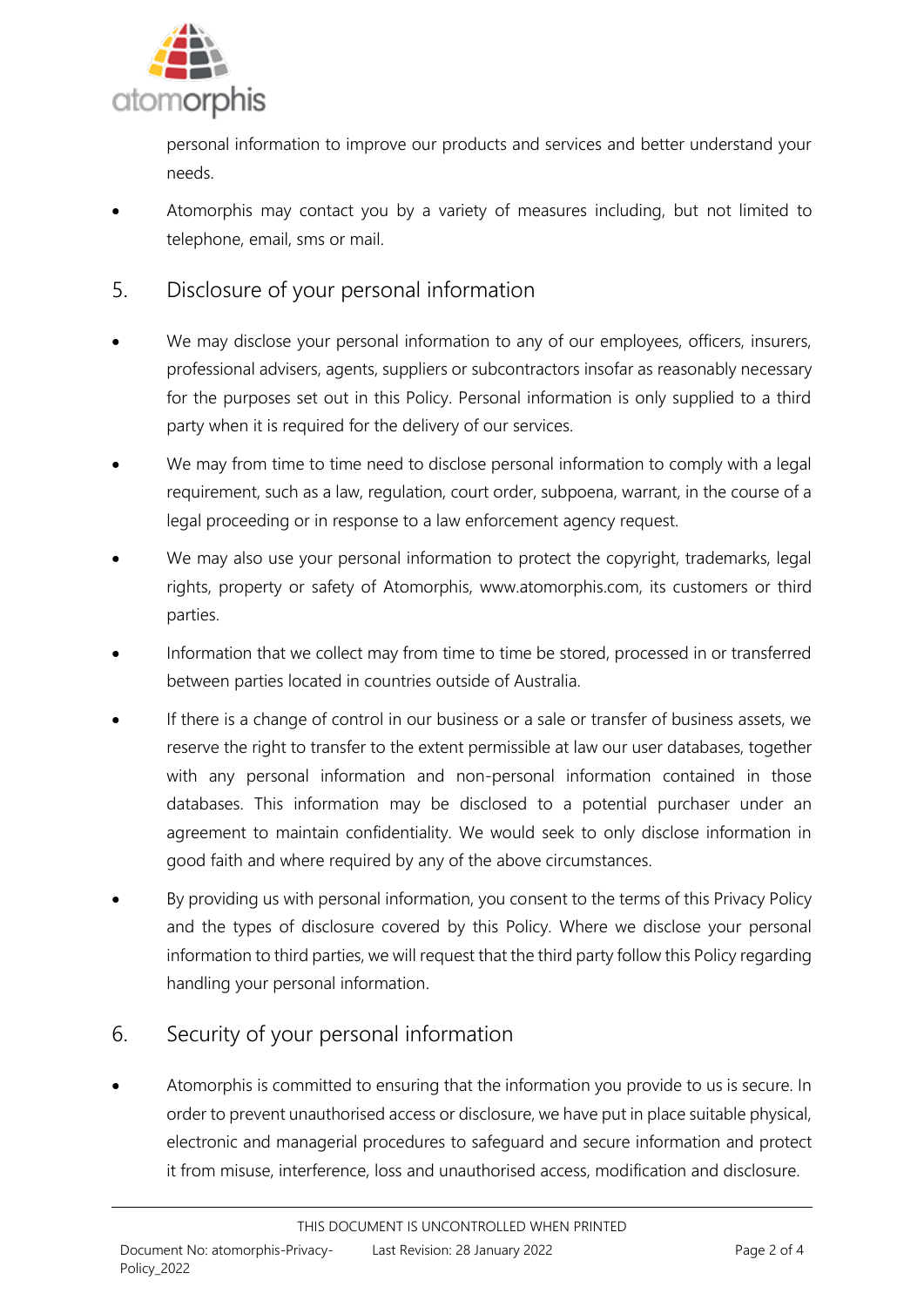personal information to improve our products and services and better understand your needs.

- Atomorphis may contact you by a variety of measures including, but not limited to telephone, email, sms or mail.

## 5. Disclosure of your personal information

- We may disclose your personal information to any of our employees, officers, insurers, professional advisers, agents, suppliers or subcontractors insofar as reasonably necessary for the purposes set out in this Policy. Personal information is only supplied to a third party when it is required for the delivery of our services.
- We may from time to time need to disclose personal information to comply with a legal requirement, such as a law, regulation, court order, subpoena, warrant, in the course of a legal proceeding or in response to a law enforcement agency request.
- We may also use your personal information to protect the copyright, trademarks, legal rights, property or safety of Atomorphis, www.atomorphis.com, its customers or third parties.
- Information that we collect may from time to time be stored, processed in or transferred between parties located in countries outside of Australia.
- If there is a change of control in our business or a sale or transfer of business assets, we reserve the right to transfer to the extent permissible at law our user databases, together with any personal information and non-personal information contained in those databases. This information may be disclosed to a potential purchaser under an agreement to maintain confidentiality. We would seek to only disclose information in good faith and where required by any of the above circumstances.
- By providing us with personal information, you consent to the terms of this Privacy Policy and the types of disclosure covered by this Policy. Where we disclose your personal information to third parties, we will request that the third party follow this Policy regarding handling your personal information.

## 6. Security of your personal information

- Atomorphis is committed to ensuring that the information you provide to us is secure. In order to prevent unauthorised access or disclosure, we have put in place suitable physical, electronic and managerial procedures to safeguard and secure information and protect it from misuse, interference, loss and unauthorised access, modification and disclosure.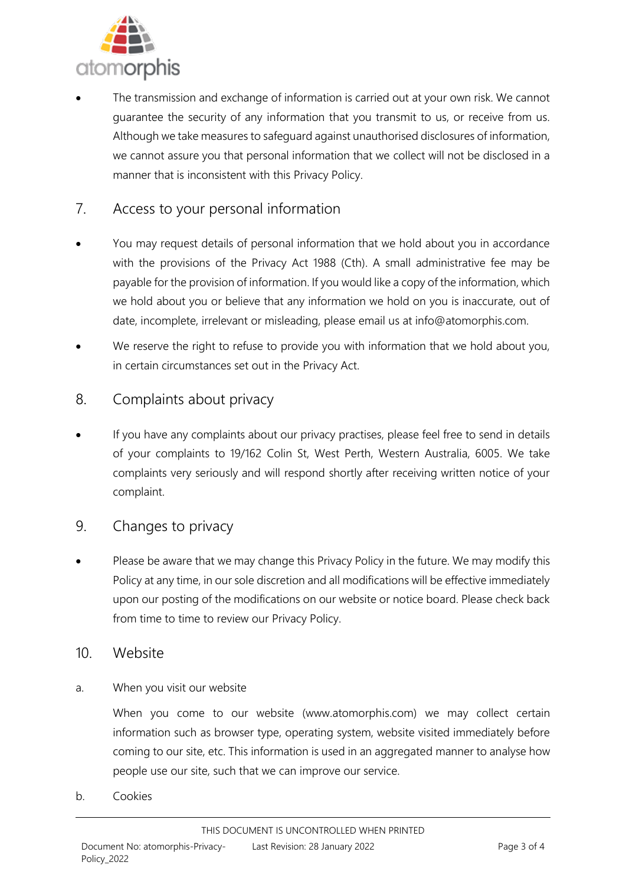- The transmission and exchange of information is carried out at your own risk. We cannot guarantee the security of any information that you transmit to us, or receive from us. Although we take measures to safeguard against unauthorised disclosures of information, we cannot assure you that personal information that we collect will not be disclosed in a manner that is inconsistent with this Privacy Policy.

## 7. Access to your personal information

- You may request details of personal information that we hold about you in accordance with the provisions of the Privacy Act 1988 (Cth). A small administrative fee may be payable for the provision of information. If you would like a copy of the information, which we hold about you or believe that any information we hold on you is inaccurate, out of date, incomplete, irrelevant or misleading, please email us at info@atomorphis.com.
- We reserve the right to refuse to provide you with information that we hold about you, in certain circumstances set out in the Privacy Act.

## 8. Complaints about privacy

- If you have any complaints about our privacy practises, please feel free to send in details of your complaints to 19/162 Colin St, West Perth, Western Australia, 6005. We take complaints very seriously and will respond shortly after receiving written notice of your complaint.

## 9. Changes to privacy

- Please be aware that we may change this Privacy Policy in the future. We may modify this Policy at any time, in our sole discretion and all modifications will be effective immediately upon our posting of the modifications on our website or notice board. Please check back from time to time to review our Privacy Policy.

## 10. Website

a. When you visit our website

When you come to our website (www.atomorphis.com) we may collect certain information such as browser type, operating system, website visited immediately before coming to our site, etc. This information is used in an aggregated manner to analyse how people use our site, such that we can improve our service.

b. Cookies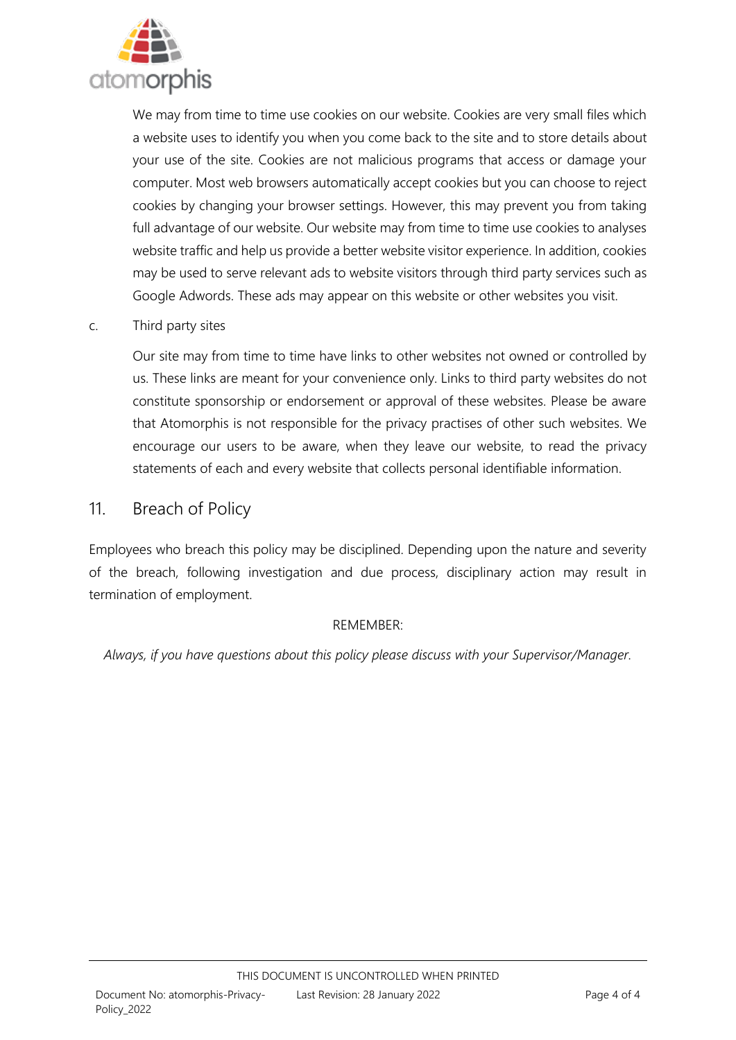We may from time to time use cookies on our website. Cookies are very small files which a website uses to identify you when you come back to the site and to store details about your use of the site. Cookies are not malicious programs that access or damage your computer. Most web browsers automatically accept cookies but you can choose to reject cookies by changing your browser settings. However, this may prevent you from taking full advantage of our website. Our website may from time to time use cookies to analyses website traffic and help us provide a better website visitor experience. In addition, cookies may be used to serve relevant ads to website visitors through third party services such as Google Adwords. These ads may appear on this website or other websites you visit.

c. Third party sites

Our site may from time to time have links to other websites not owned or controlled by us. These links are meant for your convenience only. Links to third party websites do not constitute sponsorship or endorsement or approval of these websites. Please be aware that Atomorphis is not responsible for the privacy practises of other such websites. We encourage our users to be aware, when they leave our website, to read the privacy statements of each and every website that collects personal identifiable information.

## 11. Breach of Policy

Employees who breach this policy may be disciplined. Depending upon the nature and severity of the breach, following investigation and due process, disciplinary action may result in termination of employment.

REMEMBER:

*Always, if you have questions about this policy please discuss with your Supervisor/Manager.*